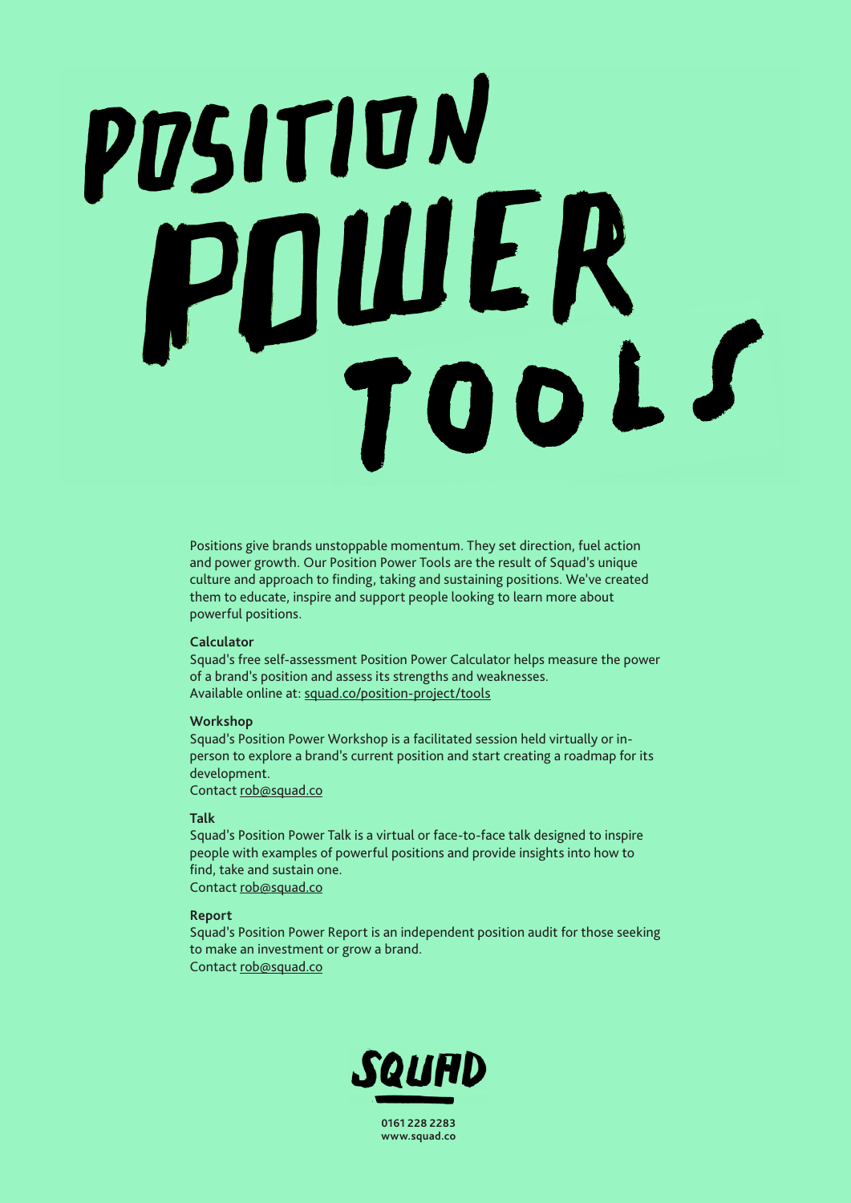# POSITION POWER TOOLS

Positions give brands unstoppable momentum. They set direction, fuel action and power growth. Our Position Power Tools are the result of Squad's unique culture and approach to finding, taking and sustaining positions. We've created them to educate, inspire and support people looking to learn more about powerful positions.

**Calculator**

Squad's free self-assessment Position Power Calculator helps measure the power of a brand's position and assess its strengths and weaknesses.
Available online at: squad.co/position-project/tools

**Workshop**

Squad's Position Power Workshop is a facilitated session held virtually or in-person to explore a brand's current position and start creating a roadmap for its development.
Contact rob@squad.co

**Talk**

Squad's Position Power Talk is a virtual or face-to-face talk designed to inspire people with examples of powerful positions and provide insights into how to find, take and sustain one.
Contact rob@squad.co

**Report**

Squad's Position Power Report is an independent position audit for those seeking to make an investment or grow a brand.
Contact rob@squad.co

SQUAD

**0161 228 2283**
**www.squad.co**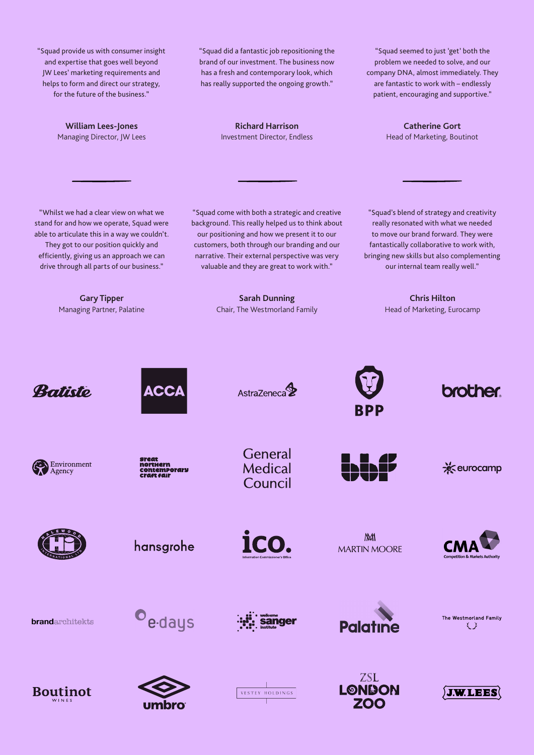"Squad provide us with consumer insight and expertise that goes well beyond JW Lees' marketing requirements and helps to form and direct our strategy, for the future of the business."

**William Lees-Jones**
Managing Director, JW Lees

"Squad did a fantastic job repositioning the brand of our investment. The business now has a fresh and contemporary look, which has really supported the ongoing growth."

**Richard Harrison**
Investment Director, Endless

"Squad seemed to just 'get' both the problem we needed to solve, and our company DNA, almost immediately. They are fantastic to work with – endlessly patient, encouraging and supportive."

**Catherine Gort**
Head of Marketing, Boutinot

---

"Whilst we had a clear view on what we stand for and how we operate, Squad were able to articulate this in a way we couldn't. They got to our position quickly and efficiently, giving us an approach we can drive through all parts of our business."

**Gary Tipper**
Managing Partner, Palatine

"Squad come with both a strategic and creative background. This really helped us to think about our positioning and how we present it to our customers, both through our branding and our narrative. Their external perspective was very valuable and they are great to work with."

**Sarah Dunning**
Chair, The Westmorland Family

"Squad's blend of strategy and creativity really resonated with what we needed to move our brand forward. They were fantastically collaborative to work with, bringing new skills but also complementing our internal team really well."

**Chris Hilton**
Head of Marketing, Eurocamp

Batiste | ACCA | AstraZeneca | BPP | brother

Environment Agency | great northern contemporary craft fair | General Medical Council | bbf | eurocamp

Halewood International Ltd | hansgrohe | ico. Information Commissioner's Office | MARTIN MOORE | CMA Competition & Markets Authority

brandarchitekts | e-days | wellcome sanger institute | Palatine | The Westmorland Family

Boutinot Wines | umbro | VESTEY HOLDINGS | ZSL LONDON ZOO | J.W.LEES